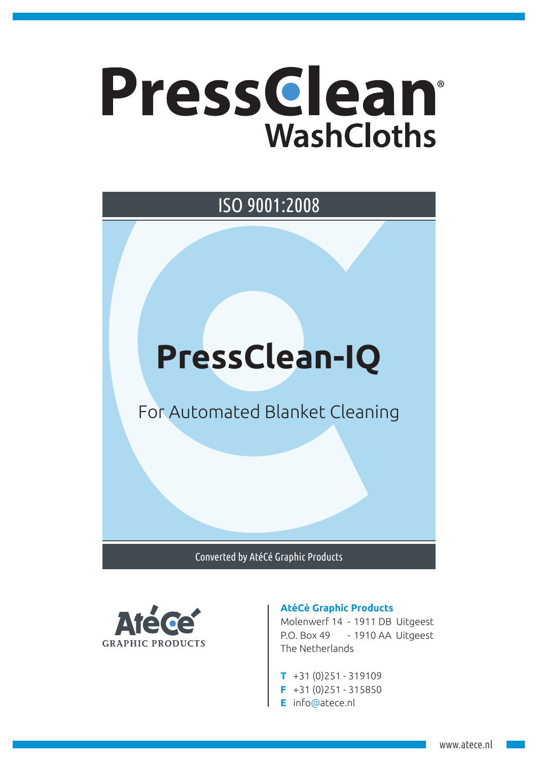# PressClean®
## WashCloths

ISO 9001:2008

# PressClean-IQ

For Automated Blanket Cleaning

Converted by AtéCé Graphic Products

AtéCé
GRAPHIC PRODUCTS

**AtéCé Graphic Products**
Molenwerf 14 - 1911 DB Uitgeest
P.O. Box 49 - 1910 AA Uitgeest
The Netherlands

**T** +31 (0)251 - 319109
**F** +31 (0)251 - 315850
**E** info@atece.nl

www.atece.nl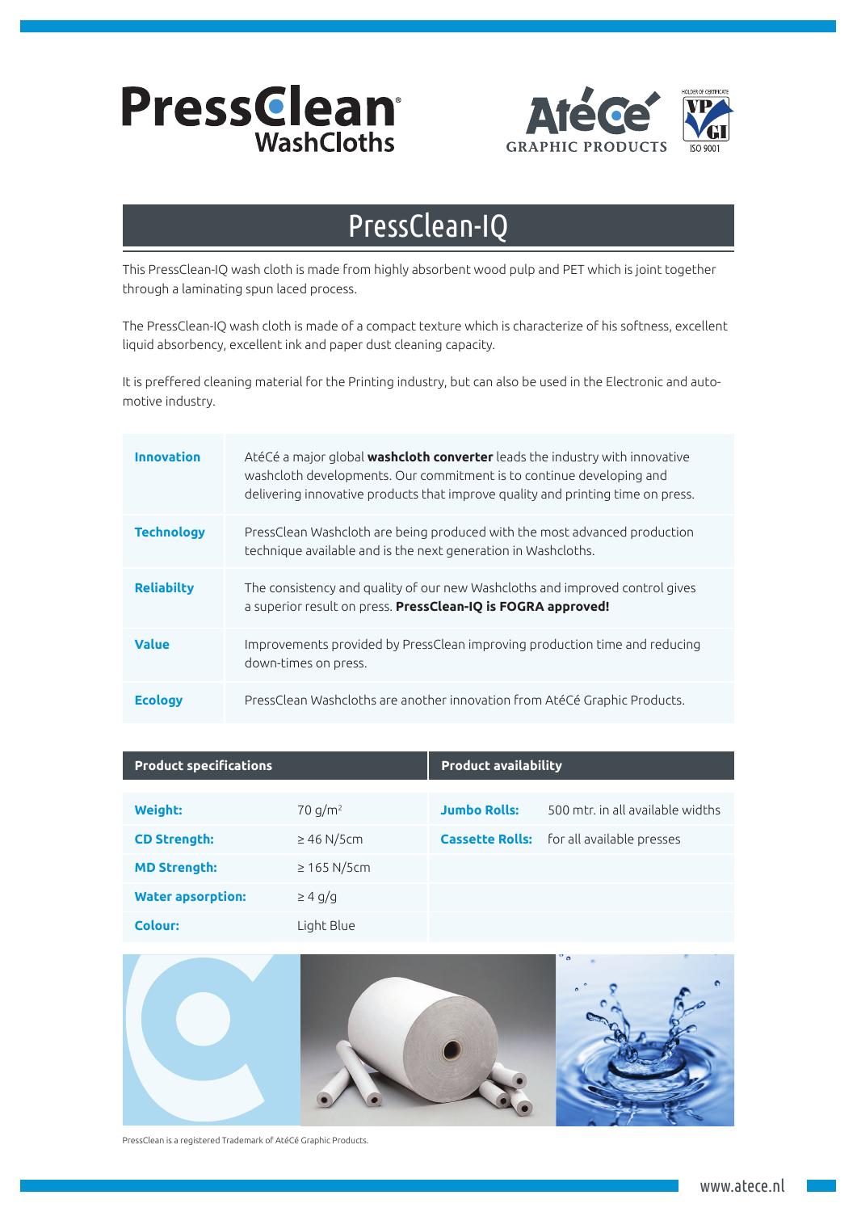PressClean WashCloths

AtéCé GRAPHIC PRODUCTS

HOLDER OF CERTIFICATE VPGI ISO 9001

# PressClean-IQ

This PressClean-IQ wash cloth is made from highly absorbent wood pulp and PET which is joint together through a laminating spun laced process.

The PressClean-IQ wash cloth is made of a compact texture which is characterize of his softness, excellent liquid absorbency, excellent ink and paper dust cleaning capacity.

It is preffered cleaning material for the Printing industry, but can also be used in the Electronic and automotive industry.

| | |
|---|---|
| **Innovation** | AtéCé a major global **washcloth converter** leads the industry with innovative washcloth developments. Our commitment is to continue developing and delivering innovative products that improve quality and printing time on press. |
| **Technology** | PressClean Washcloth are being produced with the most advanced production technique available and is the next generation in Washcloths. |
| **Reliabilty** | The consistency and quality of our new Washcloths and improved control gives a superior result on press. **PressClean-IQ is FOGRA approved!** |
| **Value** | Improvements provided by PressClean improving production time and reducing down-times on press. |
| **Ecology** | PressClean Washcloths are another innovation from AtéCé Graphic Products. |

| Product specifications | | Product availability | |
|---|---|---|---|
| **Weight:** | 70 g/m² | **Jumbo Rolls:** | 500 mtr. in all available widths |
| **CD Strength:** | ≥ 46 N/5cm | **Cassette Rolls:** | for all available presses |
| **MD Strength:** | ≥ 165 N/5cm | | |
| **Water apsorption:** | ≥ 4 g/g | | |
| **Colour:** | Light Blue | | |

PressClean is a registered Trademark of AtéCé Graphic Products.

www.atece.nl